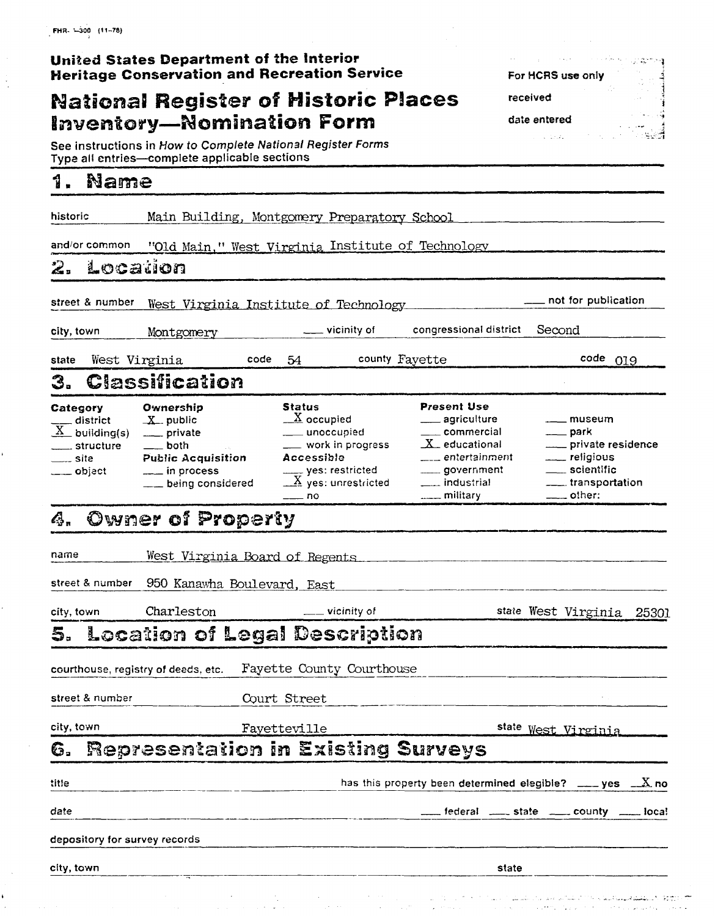FHR-8-300 (11-78)

**United States Department of the Interior**
**Heritage Conservation and Recreation Service**

# National Register of Historic Places Inventory—Nomination Form

For HCRS use only
received
date entered

See instructions in *How to Complete National Register Forms*
Type all entries—complete applicable sections

## 1. Name

historic: Main Building, Montgomery Preparatory School

and/or common: "Old Main," West Virginia Institute of Technology

## 2. Location

street & number: West Virginia Institute of Technology ___ not for publication

city, town: Montgomery ___ vicinity of congressional district: Second

state: West Virginia code: 54 county: Fayette code: 019

## 3. Classification

| Category | Ownership | Status | Present Use | |
|---|---|---|---|---|
| ___ district | X public | X occupied | ___ agriculture | ___ museum |
| X building(s) | ___ private | ___ unoccupied | ___ commercial | ___ park |
| ___ structure | ___ both | ___ work in progress | X educational | ___ private residence |
| ___ site | **Public Acquisition** | **Accessible** | ___ entertainment | ___ religious |
| ___ object | ___ in process | ___ yes: restricted | ___ government | ___ scientific |
| | ___ being considered | X yes: unrestricted | ___ industrial | ___ transportation |
| | | ___ no | ___ military | ___ other: |

## 4. Owner of Property

name: West Virginia Board of Regents

street & number: 950 Kanawha Boulevard, East

city, town: Charleston ___ vicinity of state: West Virginia 25301

## 5. Location of Legal Description

courthouse, registry of deeds, etc.: Fayette County Courthouse

street & number: Court Street

city, town: Fayetteville state: West Virginia

## 6. Representation in Existing Surveys

title: has this property been determined elegible? ___ yes X no

date: ___ federal ___ state ___ county ___ local

depository for survey records

city, town state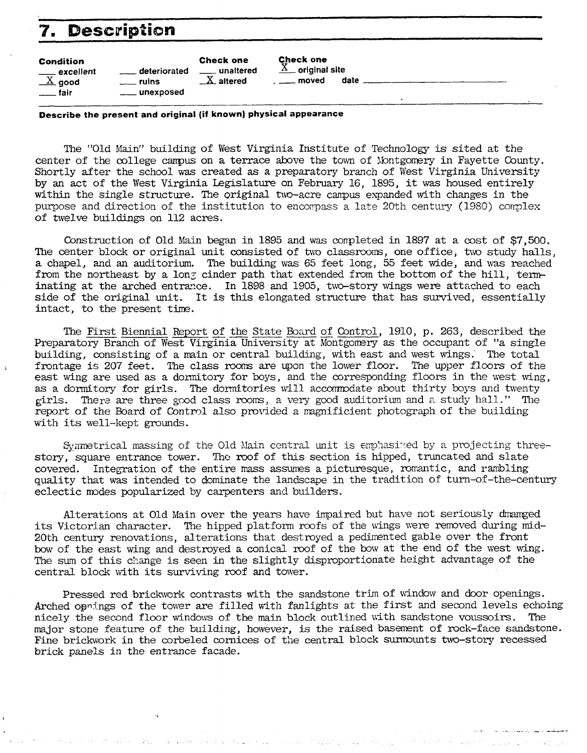# 7. Description

| Condition | | Check one | Check one |
|---|---|---|---|
| ___ excellent | ___ deteriorated | ___ unaltered | X original site |
| X good | ___ ruins | X altered | ___ moved date ___ |
| ___ fair | ___ unexposed | | |

**Describe the present and original (if known) physical appearance**

The "Old Main" building of West Virginia Institute of Technology is sited at the center of the college campus on a terrace above the town of Montgomery in Fayette County. Shortly after the school was created as a preparatory branch of West Virginia University by an act of the West Virginia Legislature on February 16, 1895, it was housed entirely within the single structure. The original two-acre campus expanded with changes in the purpose and direction of the institution to encompass a late 20th century (1980) complex of twelve buildings on 112 acres.

Construction of Old Main began in 1895 and was completed in 1897 at a cost of $7,500. The center block or original unit consisted of two classrooms, one office, two study halls, a chapel, and an auditorium. The building was 65 feet long, 55 feet wide, and was reached from the northeast by a long cinder path that extended from the bottom of the hill, terminating at the arched entrance. In 1898 and 1905, two-story wings were attached to each side of the original unit. It is this elongated structure that has survived, essentially intact, to the present time.

The First Biennial Report of the State Board of Control, 1910, p. 263, described the Preparatory Branch of West Virginia University at Montgomery as the occupant of "a single building, consisting of a main or central building, with east and west wings. The total frontage is 207 feet. The class rooms are upon the lower floor. The upper floors of the east wing are used as a dormitory for boys, and the corresponding floors in the west wing, as a dormitory for girls. The dormitories will accommodate about thirty boys and twenty girls. There are three good class rooms, a very good auditorium and a study hall." The report of the Board of Control also provided a magnificient photograph of the building with its well-kept grounds.

Symmetrical massing of the Old Main central unit is emphasized by a projecting three-story, square entrance tower. The roof of this section is hipped, truncated and slate covered. Integration of the entire mass assumes a picturesque, romantic, and rambling quality that was intended to dominate the landscape in the tradition of turn-of-the-century eclectic modes popularized by carpenters and builders.

Alterations at Old Main over the years have impaired but have not seriously dmamged its Victorian character. The hipped platform roofs of the wings were removed during mid-20th century renovations, alterations that destroyed a pedimented gable over the front bow of the east wing and destroyed a conical roof of the bow at the end of the west wing. The sum of this change is seen in the slightly disproportionate height advantage of the central block with its surviving roof and tower.

Pressed red brickwork contrasts with the sandstone trim of window and door openings. Arched openings of the tower are filled with fanlights at the first and second levels echoing nicely the second floor windows of the main block outlined with sandstone voussoirs. The major stone feature of the building, however, is the raised basement of rock-face sandstone. Fine brickwork in the corbeled cornices of the central block surmounts two-story recessed brick panels in the entrance facade.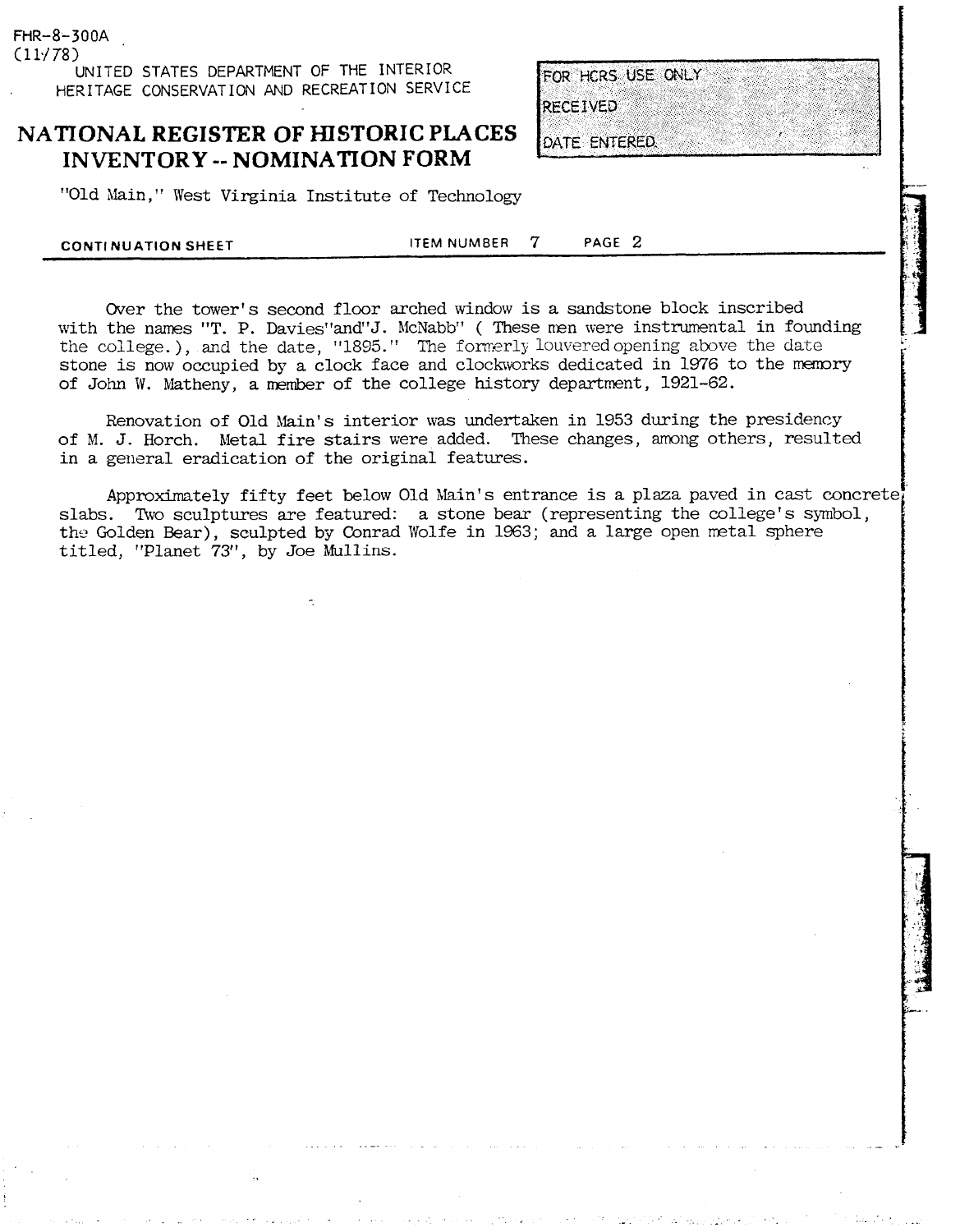FHR-8-300A
(11/78)

UNITED STATES DEPARTMENT OF THE INTERIOR
HERITAGE CONSERVATION AND RECREATION SERVICE

# NATIONAL REGISTER OF HISTORIC PLACES INVENTORY -- NOMINATION FORM

FOR HCRS USE ONLY
RECEIVED
DATE ENTERED

"Old Main," West Virginia Institute of Technology

CONTINUATION SHEET — ITEM NUMBER 7 — PAGE 2

Over the tower's second floor arched window is a sandstone block inscribed with the names "T. P. Davies" and "J. McNabb" ( These men were instrumental in founding the college.), and the date, "1895." The formerly louvered opening above the date stone is now occupied by a clock face and clockworks dedicated in 1976 to the memory of John W. Matheny, a member of the college history department, 1921-62.

Renovation of Old Main's interior was undertaken in 1953 during the presidency of M. J. Horch. Metal fire stairs were added. These changes, among others, resulted in a general eradication of the original features.

Approximately fifty feet below Old Main's entrance is a plaza paved in cast concrete slabs. Two sculptures are featured: a stone bear (representing the college's symbol, the Golden Bear), sculpted by Conrad Wolfe in 1963; and a large open metal sphere titled, "Planet 73", by Joe Mullins.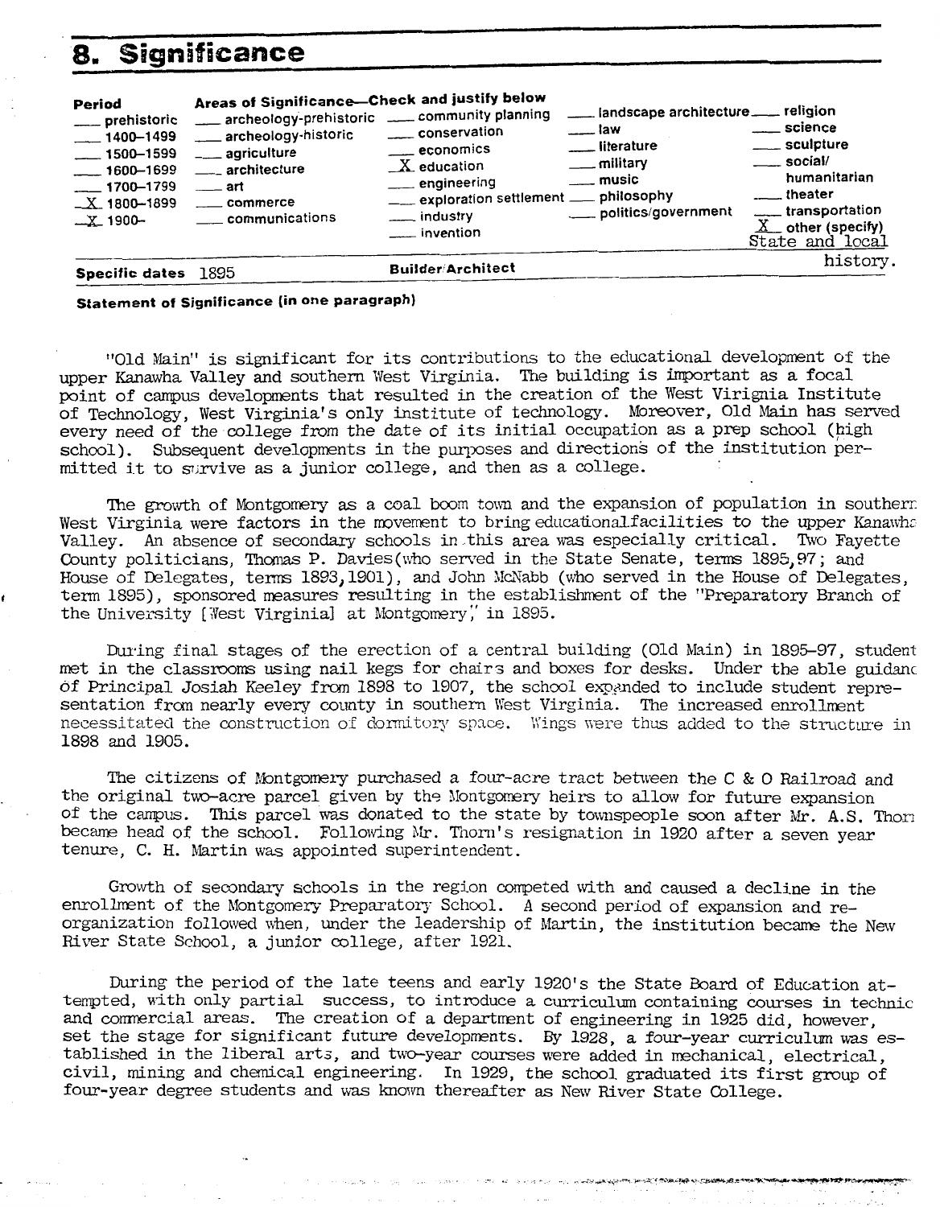## 8. Significance

| Period | Areas of Significance—Check and justify below | | | |
|---|---|---|---|---|
| ___ prehistoric | ___ archeology-prehistoric | ___ community planning | ___ landscape architecture | ___ religion |
| ___ 1400–1499 | ___ archeology-historic | ___ conservation | ___ law | ___ science |
| ___ 1500–1599 | ___ agriculture | ___ economics | ___ literature | ___ sculpture |
| ___ 1600–1699 | ___ architecture | _X_ education | ___ military | ___ social/ humanitarian |
| ___ 1700–1799 | ___ art | ___ engineering | ___ music | ___ theater |
| _X_ 1800–1899 | ___ commerce | ___ exploration settlement | ___ philosophy | ___ transportation |
| _X_ 1900– | ___ communications | ___ industry | ___ politics/government | _X_ other (specify) State and local history. |
| | | ___ invention | | |

**Specific dates** 1895 **Builder/Architect**

**Statement of Significance (in one paragraph)**

"Old Main" is significant for its contributions to the educational development of the upper Kanawha Valley and southern West Virginia. The building is important as a focal point of campus developments that resulted in the creation of the West Virignia Institute of Technology, West Virginia's only institute of technology. Moreover, Old Main has served every need of the college from the date of its initial occupation as a prep school (high school). Subsequent developments in the purposes and directions of the institution permitted it to survive as a junior college, and then as a college.

The growth of Montgomery as a coal boom town and the expansion of population in southern West Virginia were factors in the movement to bring educational facilities to the upper Kanawha Valley. An absence of secondary schools in this area was especially critical. Two Fayette County politicians, Thomas P. Davies (who served in the State Senate, terms 1895, 97; and House of Delegates, terms 1893, 1901), and John McNabb (who served in the House of Delegates, term 1895), sponsored measures resulting in the establishment of the "Preparatory Branch of the University [West Virginia] at Montgomery," in 1895.

During final stages of the erection of a central building (Old Main) in 1895–97, student met in the classrooms using nail kegs for chairs and boxes for desks. Under the able guidance of Principal Josiah Keeley from 1898 to 1907, the school expanded to include student representation from nearly every county in southern West Virginia. The increased enrollment necessitated the construction of dormitory space. Wings were thus added to the structure in 1898 and 1905.

The citizens of Montgomery purchased a four-acre tract between the C & O Railroad and the original two-acre parcel given by the Montgomery heirs to allow for future expansion of the campus. This parcel was donated to the state by townspeople soon after Mr. A.S. Thorn became head of the school. Following Mr. Thorn's resignation in 1920 after a seven year tenure, C. H. Martin was appointed superintendent.

Growth of secondary schools in the region competed with and caused a decline in the enrollment of the Montgomery Preparatory School. A second period of expansion and reorganization followed when, under the leadership of Martin, the institution became the New River State School, a junior college, after 1921.

During the period of the late teens and early 1920's the State Board of Education attempted, with only partial success, to introduce a curriculum containing courses in technic and commercial areas. The creation of a department of engineering in 1925 did, however, set the stage for significant future developments. By 1928, a four-year curriculum was established in the liberal arts, and two-year courses were added in mechanical, electrical, civil, mining and chemical engineering. In 1929, the school graduated its first group of four-year degree students and was known thereafter as New River State College.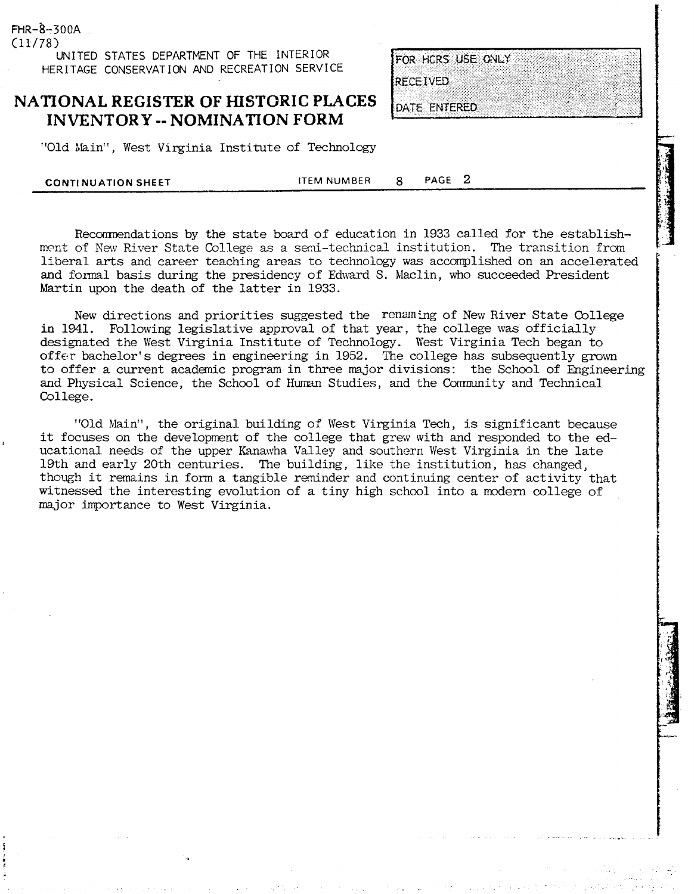"Old Main", West Virginia Institute of Technology

**CONTINUATION SHEET** ITEM NUMBER 8 PAGE 2

Recommendations by the state board of education in 1933 called for the establishment of New River State College as a semi-technical institution. The transition from liberal arts and career teaching areas to technology was accomplished on an accelerated and formal basis during the presidency of Edward S. Maclin, who succeeded President Martin upon the death of the latter in 1933.

New directions and priorities suggested the renaming of New River State College in 1941. Following legislative approval of that year, the college was officially designated the West Virginia Institute of Technology. West Virginia Tech began to offer bachelor's degrees in engineering in 1952. The college has subsequently grown to offer a current academic program in three major divisions: the School of Engineering and Physical Science, the School of Human Studies, and the Community and Technical College.

"Old Main", the original building of West Virginia Tech, is significant because it focuses on the development of the college that grew with and responded to the educational needs of the upper Kanawha Valley and southern West Virginia in the late 19th and early 20th centuries. The building, like the institution, has changed, though it remains in form a tangible reminder and continuing center of activity that witnessed the interesting evolution of a tiny high school into a modern college of major importance to West Virginia.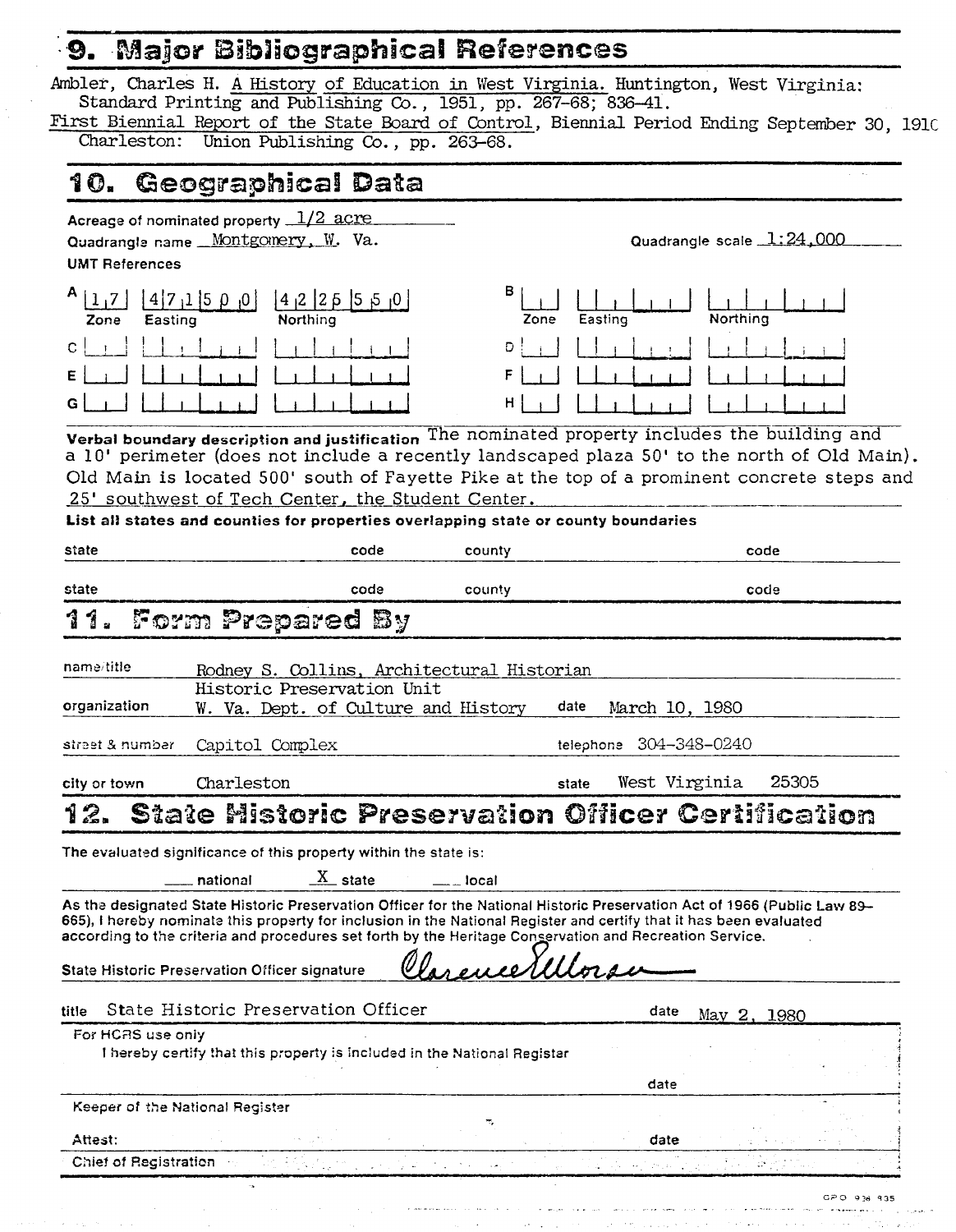## 9. Major Bibliographical References

Ambler, Charles H. A History of Education in West Virginia. Huntington, West Virginia: Standard Printing and Publishing Co., 1951, pp. 267-68; 836-41.

First Biennial Report of the State Board of Control, Biennial Period Ending September 30, 1910 Charleston: Union Publishing Co., pp. 263-68.

## 10. Geographical Data

Acreage of nominated property 1/2 acre

Quadrangle name Montgomery, W. Va.

Quadrangle scale 1:24,000

UMT References

| | Zone | Easting | Northing |
|---|---|---|---|
| A | 17 | 471500 | 4225550 |
| B | | | |
| C | | | |
| D | | | |
| E | | | |
| F | | | |
| G | | | |
| H | | | |

**Verbal boundary description and justification** The nominated property includes the building and a 10' perimeter (does not include a recently landscaped plaza 50' to the north of Old Main). Old Main is located 500' south of Fayette Pike at the top of a prominent concrete steps and 25' southwest of Tech Center, the Student Center.

**List all states and counties for properties overlapping state or county boundaries**

| state | code | county | code |
|---|---|---|---|
| state | code | county | code |

## 11. Form Prepared By

name/title Rodney S. Collins, Architectural Historian

organization Historic Preservation Unit W. Va. Dept. of Culture and History date March 10, 1980

street & number Capitol Complex telephone 304-348-0240

city or town Charleston state West Virginia 25305

## 12. State Historic Preservation Officer Certification

The evaluated significance of this property within the state is:

___ national X state ___ local

As the designated State Historic Preservation Officer for the National Historic Preservation Act of 1966 (Public Law 89-665), I hereby nominate this property for inclusion in the National Register and certify that it has been evaluated according to the criteria and procedures set forth by the Heritage Conservation and Recreation Service.

State Historic Preservation Officer signature Clarence E. Moran

title State Historic Preservation Officer date May 2, 1980

For HCRS use only
I hereby certify that this property is included in the National Register

date

Keeper of the National Register

Attest: date

Chief of Registration

GPO 938 835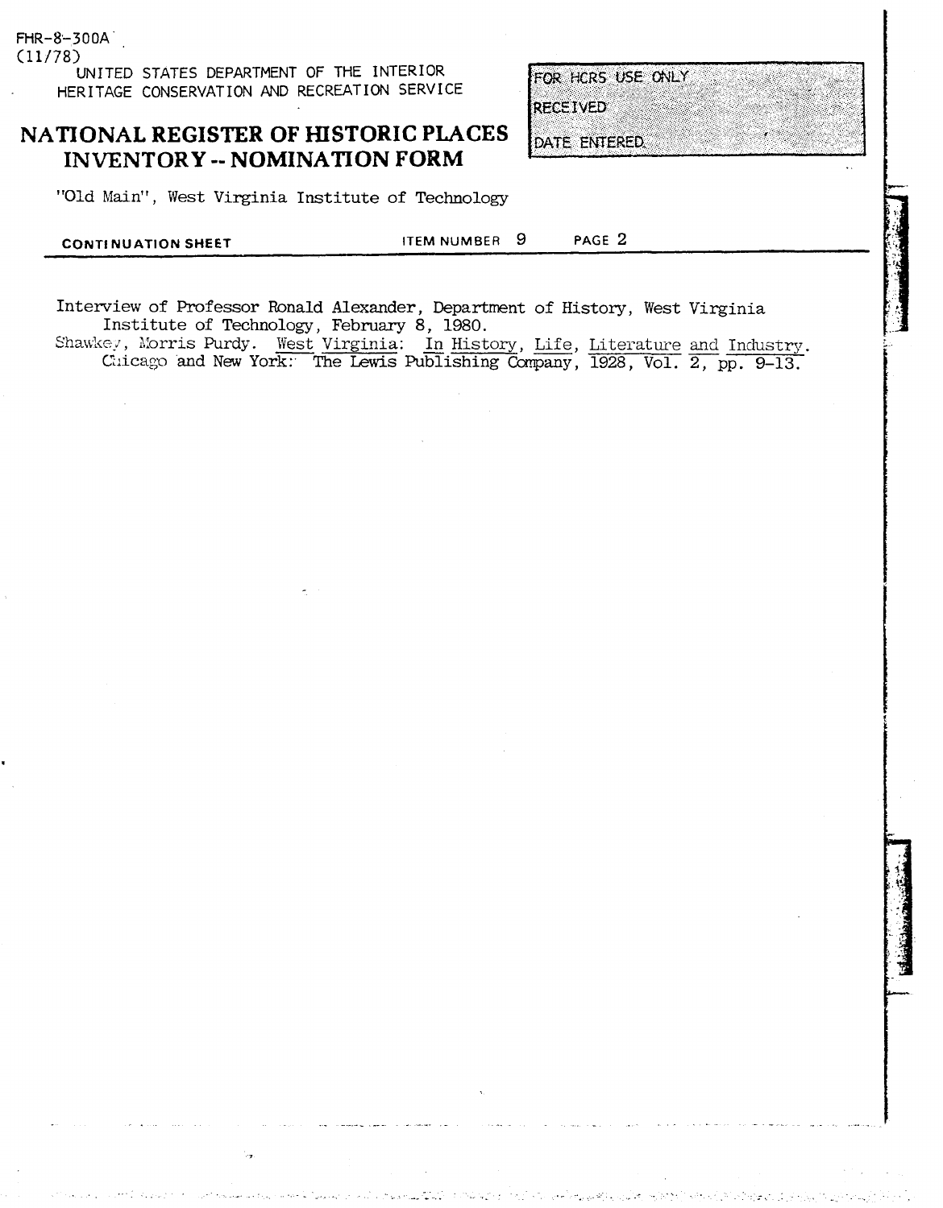FHR-8-300A
(11/78)

UNITED STATES DEPARTMENT OF THE INTERIOR
HERITAGE CONSERVATION AND RECREATION SERVICE

# NATIONAL REGISTER OF HISTORIC PLACES INVENTORY -- NOMINATION FORM

FOR HCRS USE ONLY
RECEIVED
DATE ENTERED

"Old Main", West Virginia Institute of Technology

**CONTINUATION SHEET** ITEM NUMBER 9 PAGE 2

Interview of Professor Ronald Alexander, Department of History, West Virginia Institute of Technology, February 8, 1980.

Shawkey, Morris Purdy. West Virginia: In History, Life, Literature and Industry. Chicago and New York: The Lewis Publishing Company, 1928, Vol. 2, pp. 9-13.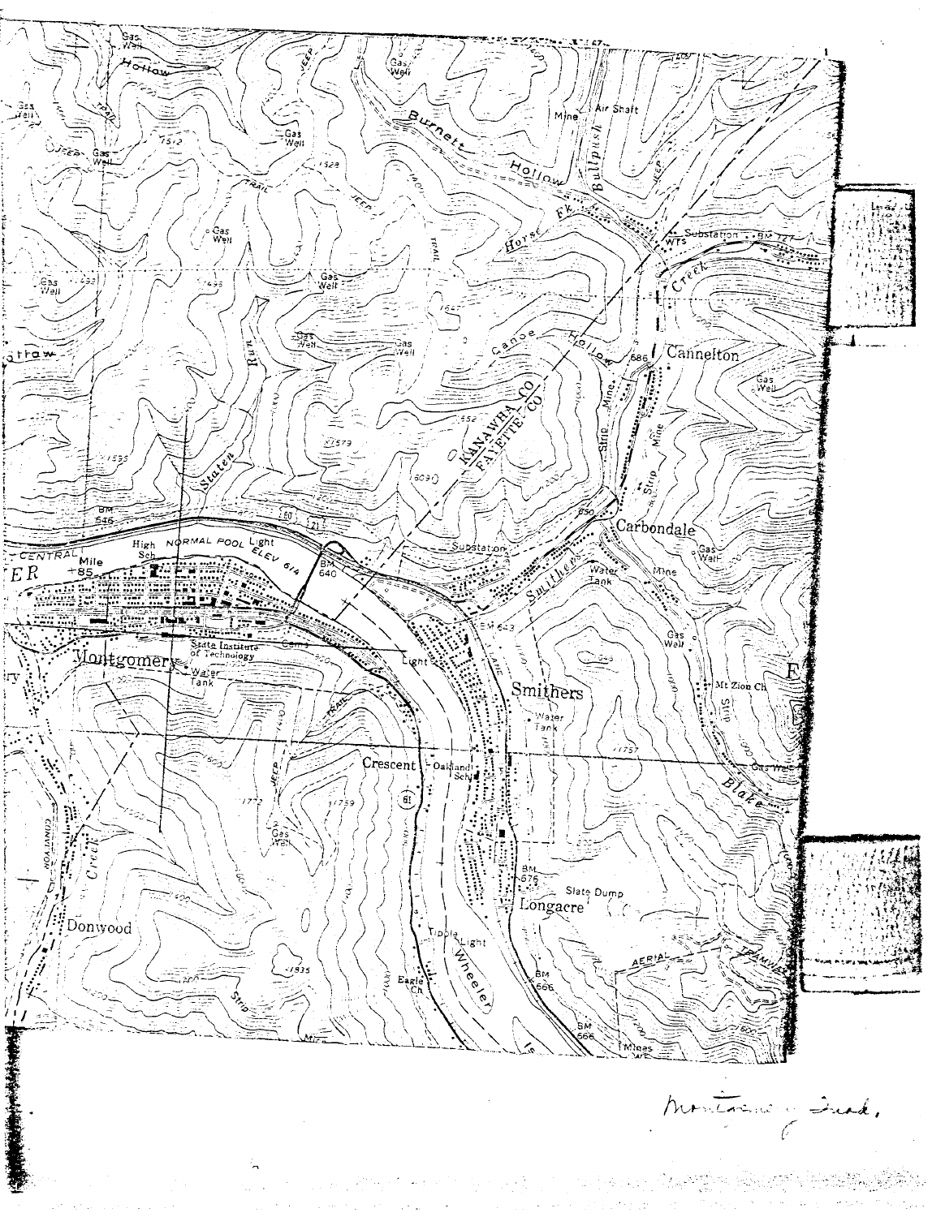Montgomery Quad.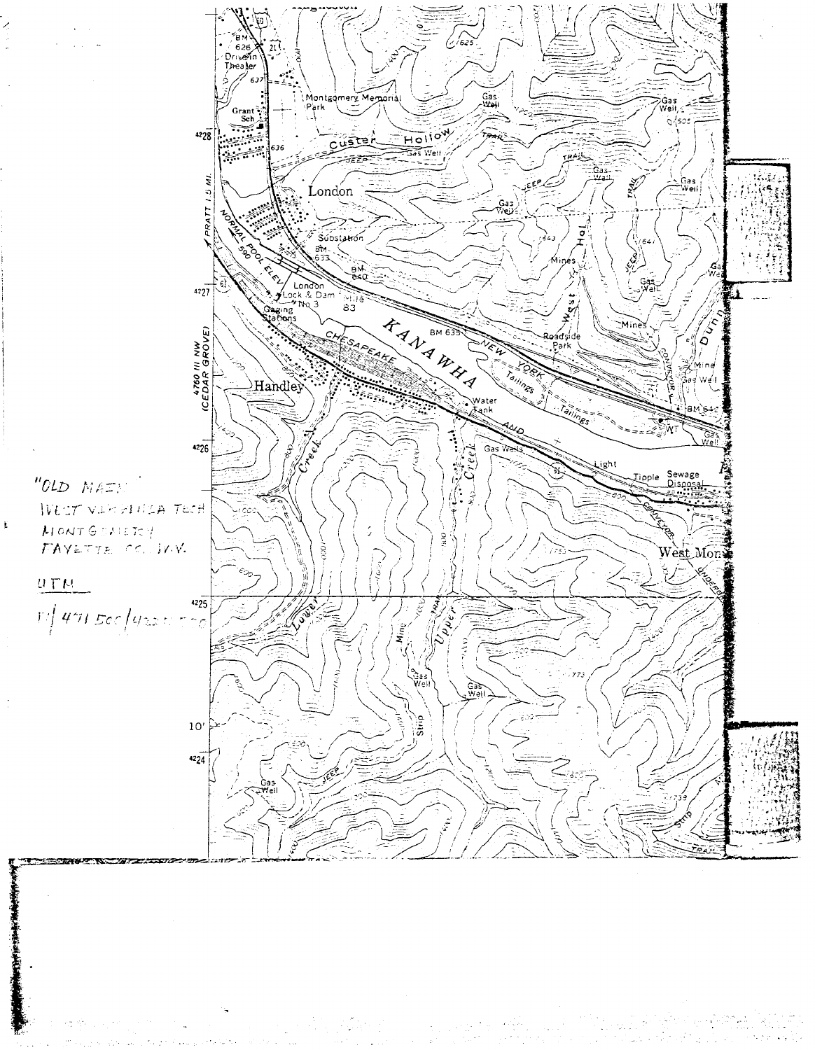"OLD MAIN"
WEST VIRGINIA TECH
MONTGOMERY
FAYETTE CO. W.V.

UTM

17/471500/4226...